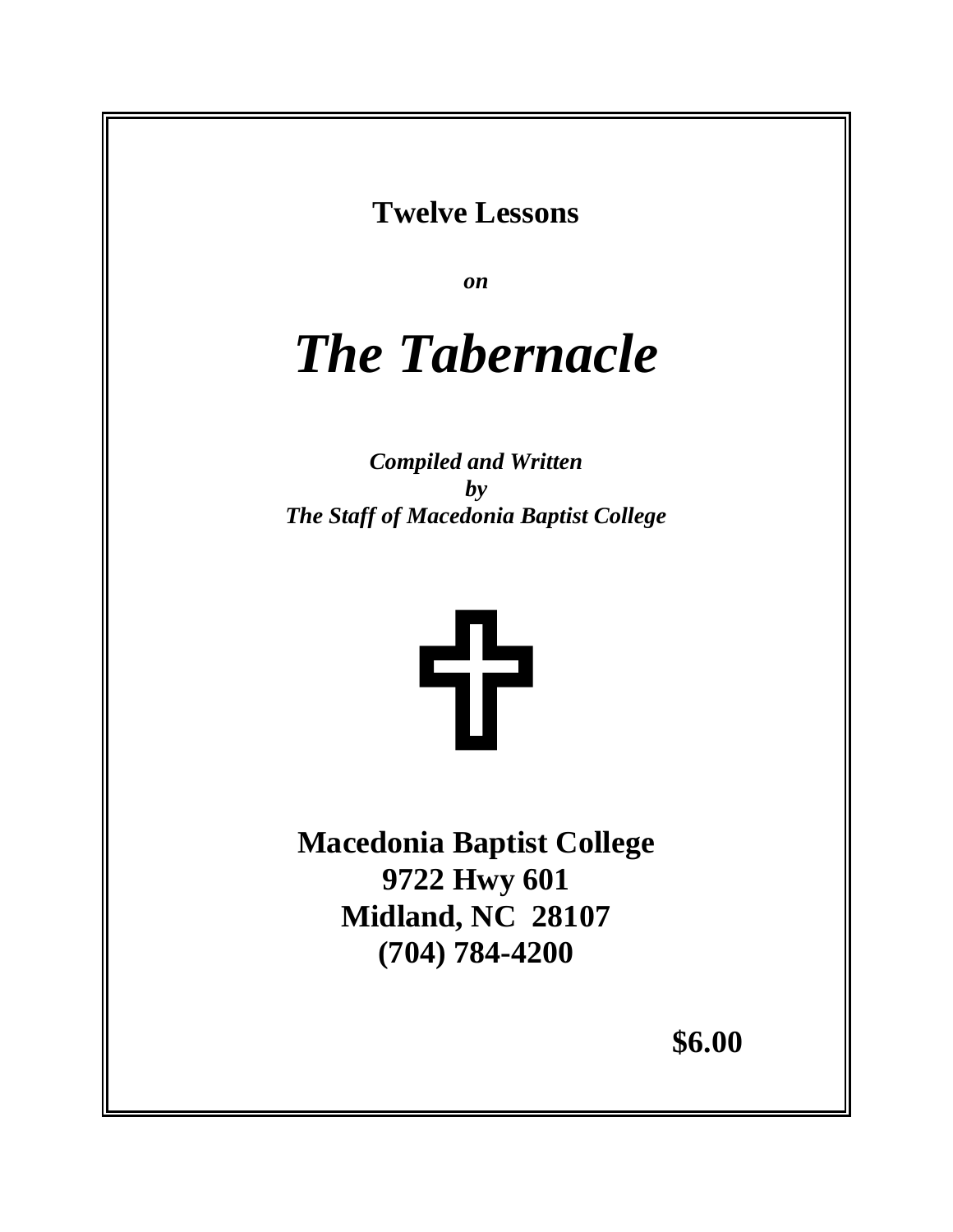**Twelve Lessons**

***on***

# *The Tabernacle*

***Compiled and Written***
***by***
***The Staff of Macedonia Baptist College***

**Macedonia Baptist College**
**9722 Hwy 601**
**Midland, NC 28107**
**(704) 784-4200**

**$6.00**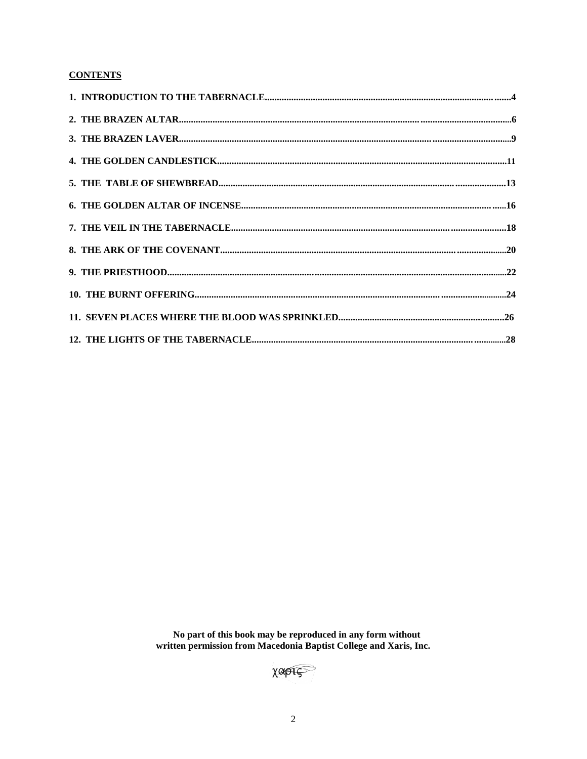**CONTENTS**

**1. INTRODUCTION TO THE TABERNACLE........................................................4**

**2. THE BRAZEN ALTAR........................................................................6**

**3. THE BRAZEN LAVER........................................................................9**

**4. THE GOLDEN CANDLESTICK................................................................11**

**5. THE TABLE OF SHEWBREAD................................................................13**

**6. THE GOLDEN ALTAR OF INCENSE..........................................................16**

**7. THE VEIL IN THE TABERNACLE...........................................................18**

**8. THE ARK OF THE COVENANT..............................................................20**

**9. THE PRIESTHOOD........................................................................22**

**10. THE BURNT OFFERING..................................................................24**

**11. SEVEN PLACES WHERE THE BLOOD WAS SPRINKLED........................................26**

**12. THE LIGHTS OF THE TABERNACLE........................................................28**

**No part of this book may be reproduced in any form without written permission from Macedonia Baptist College and Xaris, Inc.**

χαρις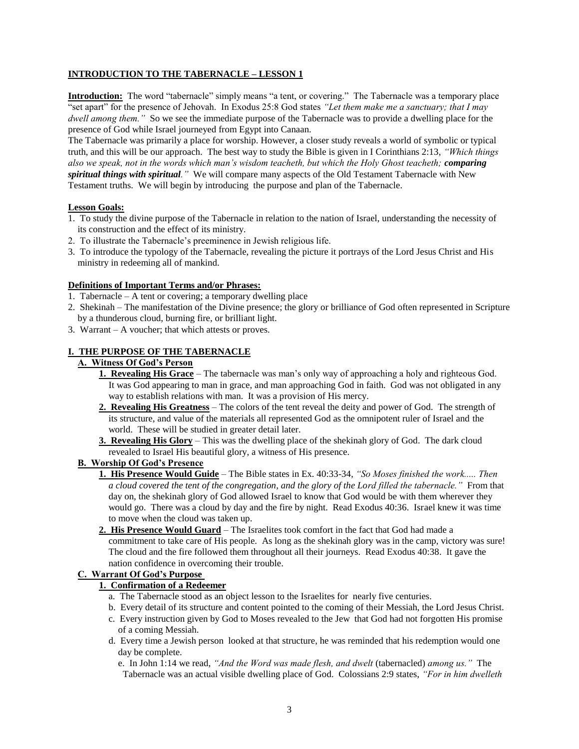## INTRODUCTION TO THE TABERNACLE – LESSON 1

**Introduction:** The word "tabernacle" simply means "a tent, or covering." The Tabernacle was a temporary place "set apart" for the presence of Jehovah. In Exodus 25:8 God states *"Let them make me a sanctuary; that I may dwell among them."* So we see the immediate purpose of the Tabernacle was to provide a dwelling place for the presence of God while Israel journeyed from Egypt into Canaan.

The Tabernacle was primarily a place for worship. However, a closer study reveals a world of symbolic or typical truth, and this will be our approach. The best way to study the Bible is given in I Corinthians 2:13, *"Which things also we speak, not in the words which man's wisdom teacheth, but which the Holy Ghost teacheth;* ***comparing spiritual things with spiritual****."* We will compare many aspects of the Old Testament Tabernacle with New Testament truths. We will begin by introducing the purpose and plan of the Tabernacle.

**Lesson Goals:**

1. To study the divine purpose of the Tabernacle in relation to the nation of Israel, understanding the necessity of its construction and the effect of its ministry.
2. To illustrate the Tabernacle's preeminence in Jewish religious life.
3. To introduce the typology of the Tabernacle, revealing the picture it portrays of the Lord Jesus Christ and His ministry in redeeming all of mankind.

**Definitions of Important Terms and/or Phrases:**

1. Tabernacle – A tent or covering; a temporary dwelling place
2. Shekinah – The manifestation of the Divine presence; the glory or brilliance of God often represented in Scripture by a thunderous cloud, burning fire, or brilliant light.
3. Warrant – A voucher; that which attests or proves.

### I. THE PURPOSE OF THE TABERNACLE

**A. Witness Of God's Person**

1. **Revealing His Grace** – The tabernacle was man's only way of approaching a holy and righteous God. It was God appearing to man in grace, and man approaching God in faith. God was not obligated in any way to establish relations with man. It was a provision of His mercy.
2. **Revealing His Greatness** – The colors of the tent reveal the deity and power of God. The strength of its structure, and value of the materials all represented God as the omnipotent ruler of Israel and the world. These will be studied in greater detail later.
3. **Revealing His Glory** – This was the dwelling place of the shekinah glory of God. The dark cloud revealed to Israel His beautiful glory, a witness of His presence.

**B. Worship Of God's Presence**

1. **His Presence Would Guide** – The Bible states in Ex. 40:33-34, *"So Moses finished the work..... Then a cloud covered the tent of the congregation, and the glory of the Lord filled the tabernacle."* From that day on, the shekinah glory of God allowed Israel to know that God would be with them wherever they would go. There was a cloud by day and the fire by night. Read Exodus 40:36. Israel knew it was time to move when the cloud was taken up.
2. **His Presence Would Guard** – The Israelites took comfort in the fact that God had made a commitment to take care of His people. As long as the shekinah glory was in the camp, victory was sure! The cloud and the fire followed them throughout all their journeys. Read Exodus 40:38. It gave the nation confidence in overcoming their trouble.

**C. Warrant Of God's Purpose**

1. **Confirmation of a Redeemer**
   - a. The Tabernacle stood as an object lesson to the Israelites for nearly five centuries.
   - b. Every detail of its structure and content pointed to the coming of their Messiah, the Lord Jesus Christ.
   - c. Every instruction given by God to Moses revealed to the Jew that God had not forgotten His promise of a coming Messiah.
   - d. Every time a Jewish person looked at that structure, he was reminded that his redemption would one day be complete.
   - e. In John 1:14 we read, *"And the Word was made flesh, and dwelt* (tabernacled) *among us."* The Tabernacle was an actual visible dwelling place of God. Colossians 2:9 states, *"For in him dwelleth*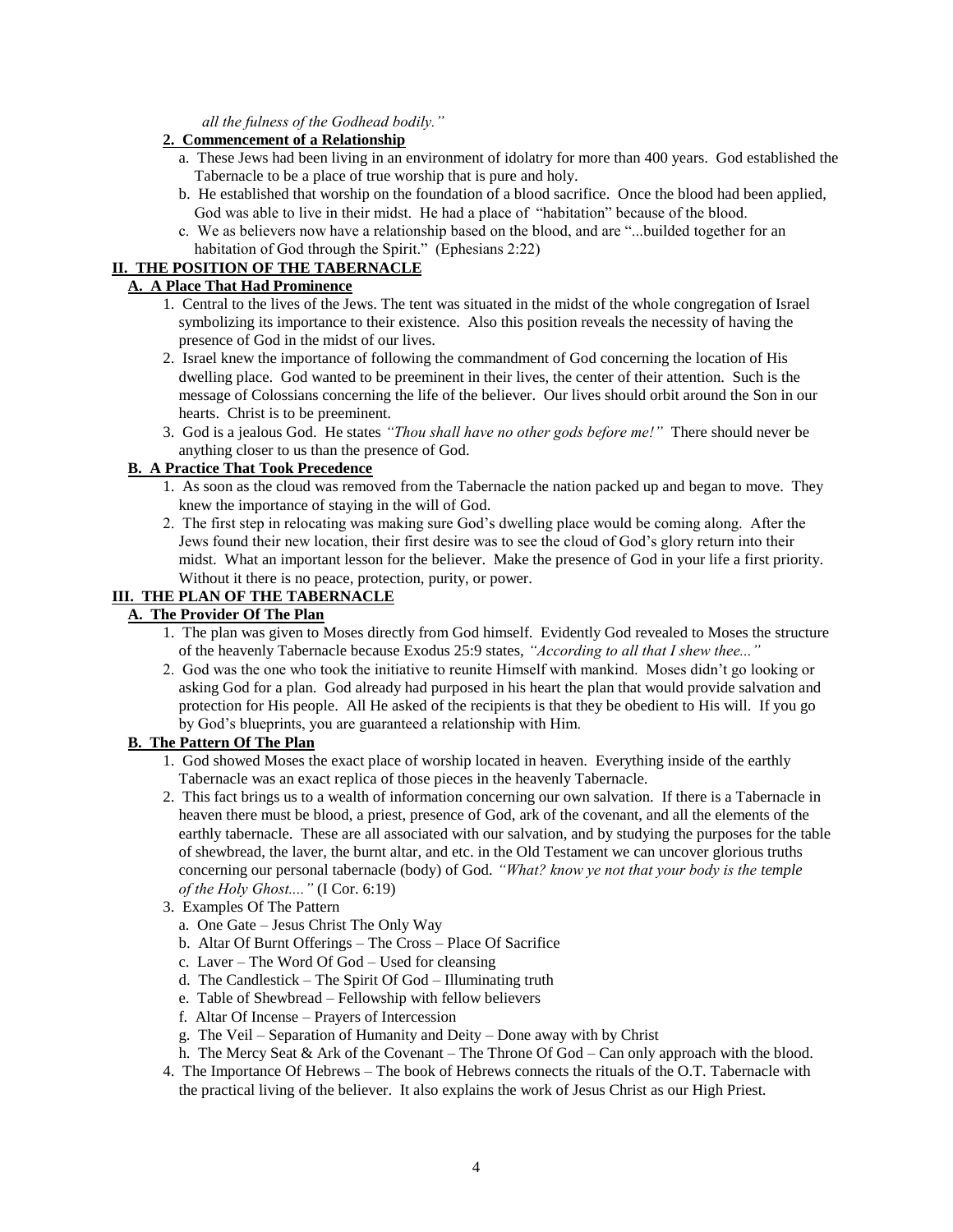*all the fulness of the Godhead bodily."*

**2. Commencement of a Relationship**

a. These Jews had been living in an environment of idolatry for more than 400 years. God established the Tabernacle to be a place of true worship that is pure and holy.

b. He established that worship on the foundation of a blood sacrifice. Once the blood had been applied, God was able to live in their midst. He had a place of "habitation" because of the blood.

c. We as believers now have a relationship based on the blood, and are "...builded together for an habitation of God through the Spirit." (Ephesians 2:22)

## II. THE POSITION OF THE TABERNACLE

### A. A Place That Had Prominence

1. Central to the lives of the Jews. The tent was situated in the midst of the whole congregation of Israel symbolizing its importance to their existence. Also this position reveals the necessity of having the presence of God in the midst of our lives.
2. Israel knew the importance of following the commandment of God concerning the location of His dwelling place. God wanted to be preeminent in their lives, the center of their attention. Such is the message of Colossians concerning the life of the believer. Our lives should orbit around the Son in our hearts. Christ is to be preeminent.
3. God is a jealous God. He states *"Thou shall have no other gods before me!"* There should never be anything closer to us than the presence of God.

### B. A Practice That Took Precedence

1. As soon as the cloud was removed from the Tabernacle the nation packed up and began to move. They knew the importance of staying in the will of God.
2. The first step in relocating was making sure God's dwelling place would be coming along. After the Jews found their new location, their first desire was to see the cloud of God's glory return into their midst. What an important lesson for the believer. Make the presence of God in your life a first priority. Without it there is no peace, protection, purity, or power.

## III. THE PLAN OF THE TABERNACLE

### A. The Provider Of The Plan

1. The plan was given to Moses directly from God himself. Evidently God revealed to Moses the structure of the heavenly Tabernacle because Exodus 25:9 states, *"According to all that I shew thee..."*
2. God was the one who took the initiative to reunite Himself with mankind. Moses didn't go looking or asking God for a plan. God already had purposed in his heart the plan that would provide salvation and protection for His people. All He asked of the recipients is that they be obedient to His will. If you go by God's blueprints, you are guaranteed a relationship with Him.

### B. The Pattern Of The Plan

1. God showed Moses the exact place of worship located in heaven. Everything inside of the earthly Tabernacle was an exact replica of those pieces in the heavenly Tabernacle.
2. This fact brings us to a wealth of information concerning our own salvation. If there is a Tabernacle in heaven there must be blood, a priest, presence of God, ark of the covenant, and all the elements of the earthly tabernacle. These are all associated with our salvation, and by studying the purposes for the table of shewbread, the laver, the burnt altar, and etc. in the Old Testament we can uncover glorious truths concerning our personal tabernacle (body) of God. *"What? know ye not that your body is the temple of the Holy Ghost...."* (I Cor. 6:19)
3. Examples Of The Pattern
   a. One Gate – Jesus Christ The Only Way
   b. Altar Of Burnt Offerings – The Cross – Place Of Sacrifice
   c. Laver – The Word Of God – Used for cleansing
   d. The Candlestick – The Spirit Of God – Illuminating truth
   e. Table of Shewbread – Fellowship with fellow believers
   f. Altar Of Incense – Prayers of Intercession
   g. The Veil – Separation of Humanity and Deity – Done away with by Christ
   h. The Mercy Seat & Ark of the Covenant – The Throne Of God – Can only approach with the blood.
4. The Importance Of Hebrews – The book of Hebrews connects the rituals of the O.T. Tabernacle with the practical living of the believer. It also explains the work of Jesus Christ as our High Priest.